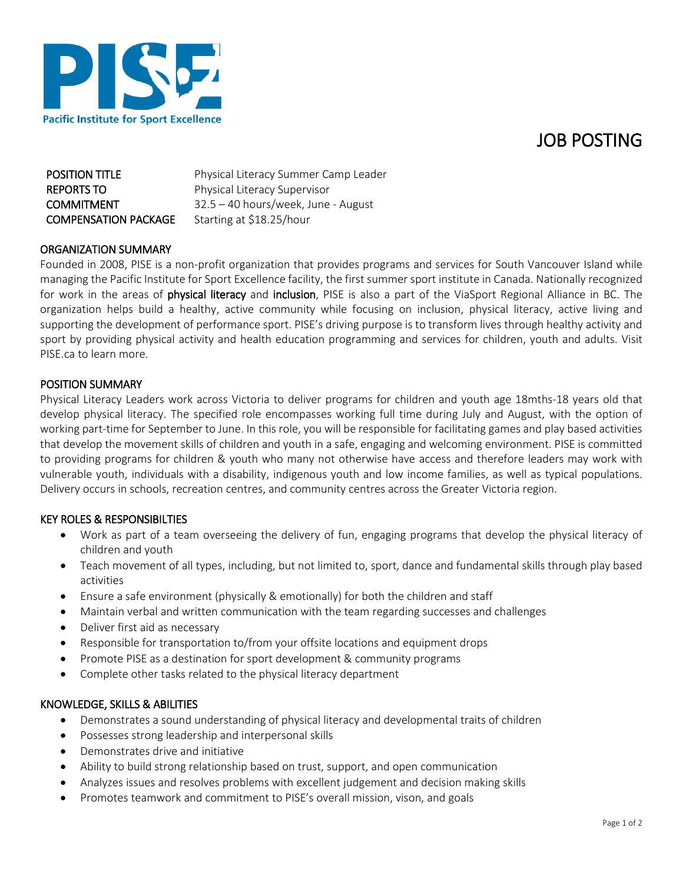Pacific Institute for Sport Excellence

# JOB POSTING

| | |
|---|---|
| **POSITION TITLE** | Physical Literacy Summer Camp Leader |
| **REPORTS TO** | Physical Literacy Supervisor |
| **COMMITMENT** | 32.5 – 40 hours/week, June - August |
| **COMPENSATION PACKAGE** | Starting at $18.25/hour |

## ORGANIZATION SUMMARY

Founded in 2008, PISE is a non-profit organization that provides programs and services for South Vancouver Island while managing the Pacific Institute for Sport Excellence facility, the first summer sport institute in Canada. Nationally recognized for work in the areas of **physical literacy** and **inclusion**, PISE is also a part of the ViaSport Regional Alliance in BC. The organization helps build a healthy, active community while focusing on inclusion, physical literacy, active living and supporting the development of performance sport. PISE's driving purpose is to transform lives through healthy activity and sport by providing physical activity and health education programming and services for children, youth and adults. Visit PISE.ca to learn more.

## POSITION SUMMARY

Physical Literacy Leaders work across Victoria to deliver programs for children and youth age 18mths-18 years old that develop physical literacy. The specified role encompasses working full time during July and August, with the option of working part-time for September to June. In this role, you will be responsible for facilitating games and play based activities that develop the movement skills of children and youth in a safe, engaging and welcoming environment. PISE is committed to providing programs for children & youth who many not otherwise have access and therefore leaders may work with vulnerable youth, individuals with a disability, indigenous youth and low income families, as well as typical populations. Delivery occurs in schools, recreation centres, and community centres across the Greater Victoria region.

## KEY ROLES & RESPONSIBILTIES

- Work as part of a team overseeing the delivery of fun, engaging programs that develop the physical literacy of children and youth
- Teach movement of all types, including, but not limited to, sport, dance and fundamental skills through play based activities
- Ensure a safe environment (physically & emotionally) for both the children and staff
- Maintain verbal and written communication with the team regarding successes and challenges
- Deliver first aid as necessary
- Responsible for transportation to/from your offsite locations and equipment drops
- Promote PISE as a destination for sport development & community programs
- Complete other tasks related to the physical literacy department

## KNOWLEDGE, SKILLS & ABILITIES

- Demonstrates a sound understanding of physical literacy and developmental traits of children
- Possesses strong leadership and interpersonal skills
- Demonstrates drive and initiative
- Ability to build strong relationship based on trust, support, and open communication
- Analyzes issues and resolves problems with excellent judgement and decision making skills
- Promotes teamwork and commitment to PISE's overall mission, vison, and goals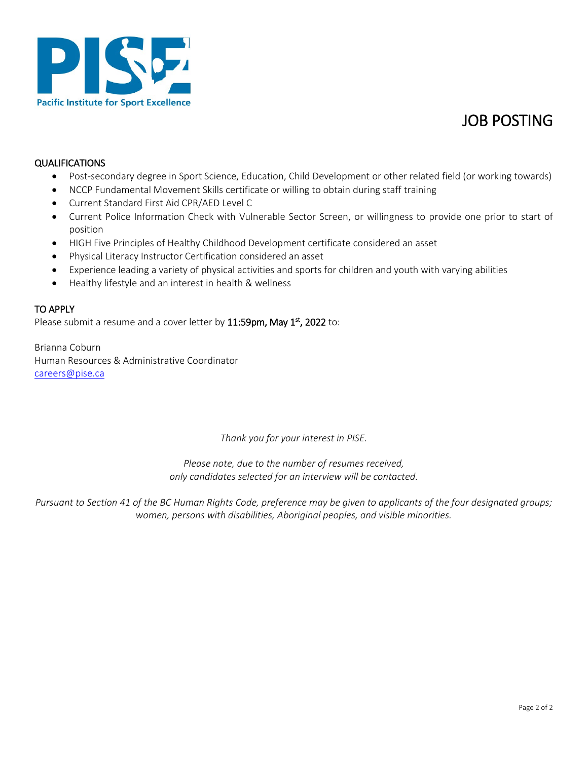Pacific Institute for Sport Excellence

# JOB POSTING

## QUALIFICATIONS

- Post-secondary degree in Sport Science, Education, Child Development or other related field (or working towards)
- NCCP Fundamental Movement Skills certificate or willing to obtain during staff training
- Current Standard First Aid CPR/AED Level C
- Current Police Information Check with Vulnerable Sector Screen, or willingness to provide one prior to start of position
- HIGH Five Principles of Healthy Childhood Development certificate considered an asset
- Physical Literacy Instructor Certification considered an asset
- Experience leading a variety of physical activities and sports for children and youth with varying abilities
- Healthy lifestyle and an interest in health & wellness

## TO APPLY

Please submit a resume and a cover letter by **11:59pm, May 1st, 2022** to:

Brianna Coburn
Human Resources & Administrative Coordinator
careers@pise.ca

*Thank you for your interest in PISE.*

*Please note, due to the number of resumes received,
only candidates selected for an interview will be contacted.*

*Pursuant to Section 41 of the BC Human Rights Code, preference may be given to applicants of the four designated groups; women, persons with disabilities, Aboriginal peoples, and visible minorities.*